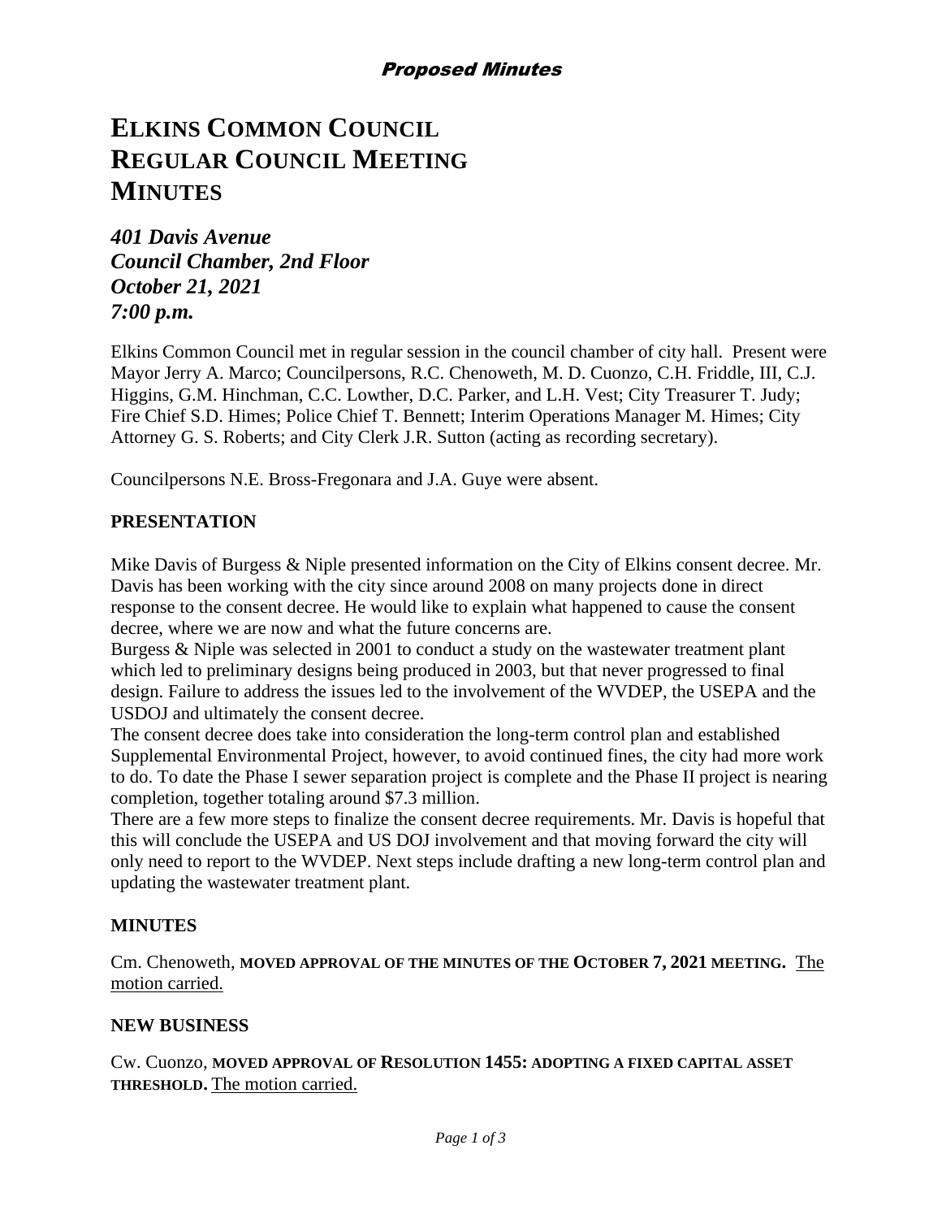*Proposed Minutes*

# ELKINS COMMON COUNCIL REGULAR COUNCIL MEETING MINUTES

***401 Davis Avenue***
***Council Chamber, 2nd Floor***
***October 21, 2021***
***7:00 p.m.***

Elkins Common Council met in regular session in the council chamber of city hall. Present were Mayor Jerry A. Marco; Councilpersons, R.C. Chenoweth, M. D. Cuonzo, C.H. Friddle, III, C.J. Higgins, G.M. Hinchman, C.C. Lowther, D.C. Parker, and L.H. Vest; City Treasurer T. Judy; Fire Chief S.D. Himes; Police Chief T. Bennett; Interim Operations Manager M. Himes; City Attorney G. S. Roberts; and City Clerk J.R. Sutton (acting as recording secretary).

Councilpersons N.E. Bross-Fregonara and J.A. Guye were absent.

## PRESENTATION

Mike Davis of Burgess & Niple presented information on the City of Elkins consent decree. Mr. Davis has been working with the city since around 2008 on many projects done in direct response to the consent decree. He would like to explain what happened to cause the consent decree, where we are now and what the future concerns are.

Burgess & Niple was selected in 2001 to conduct a study on the wastewater treatment plant which led to preliminary designs being produced in 2003, but that never progressed to final design. Failure to address the issues led to the involvement of the WVDEP, the USEPA and the USDOJ and ultimately the consent decree.

The consent decree does take into consideration the long-term control plan and established Supplemental Environmental Project, however, to avoid continued fines, the city had more work to do. To date the Phase I sewer separation project is complete and the Phase II project is nearing completion, together totaling around $7.3 million.

There are a few more steps to finalize the consent decree requirements. Mr. Davis is hopeful that this will conclude the USEPA and US DOJ involvement and that moving forward the city will only need to report to the WVDEP. Next steps include drafting a new long-term control plan and updating the wastewater treatment plant.

## MINUTES

Cm. Chenoweth, **MOVED APPROVAL OF THE MINUTES OF THE OCTOBER 7, 2021 MEETING.** The motion carried.

## NEW BUSINESS

Cw. Cuonzo, **MOVED APPROVAL OF RESOLUTION 1455: ADOPTING A FIXED CAPITAL ASSET THRESHOLD.** The motion carried.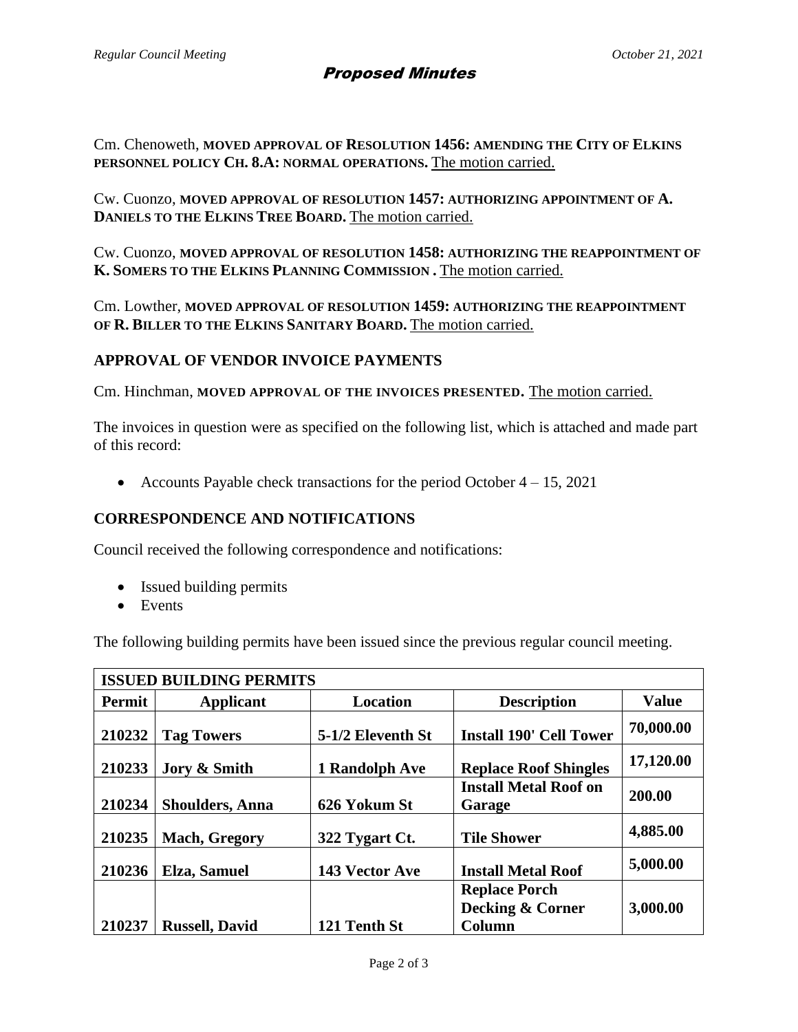Cm. Chenoweth, **MOVED APPROVAL OF RESOLUTION 1456: AMENDING THE CITY OF ELKINS PERSONNEL POLICY CH. 8.A: NORMAL OPERATIONS.** The motion carried.

Cw. Cuonzo, **MOVED APPROVAL OF RESOLUTION 1457: AUTHORIZING APPOINTMENT OF A. DANIELS TO THE ELKINS TREE BOARD.** The motion carried.

Cw. Cuonzo, **MOVED APPROVAL OF RESOLUTION 1458: AUTHORIZING THE REAPPOINTMENT OF K. SOMERS TO THE ELKINS PLANNING COMMISSION .** The motion carried.

Cm. Lowther, **MOVED APPROVAL OF RESOLUTION 1459: AUTHORIZING THE REAPPOINTMENT OF R. BILLER TO THE ELKINS SANITARY BOARD.** The motion carried.

## APPROVAL OF VENDOR INVOICE PAYMENTS

Cm. Hinchman, **MOVED APPROVAL OF THE INVOICES PRESENTED.** The motion carried.

The invoices in question were as specified on the following list, which is attached and made part of this record:

- Accounts Payable check transactions for the period October 4 – 15, 2021

## CORRESPONDENCE AND NOTIFICATIONS

Council received the following correspondence and notifications:

- Issued building permits
- Events

The following building permits have been issued since the previous regular council meeting.

| ISSUED BUILDING PERMITS | | | | |
|---|---|---|---|---|
| **Permit** | **Applicant** | **Location** | **Description** | **Value** |
| **210232** | **Tag Towers** | **5-1/2 Eleventh St** | **Install 190' Cell Tower** | **70,000.00** |
| **210233** | **Jory & Smith** | **1 Randolph Ave** | **Replace Roof Shingles** | **17,120.00** |
| **210234** | **Shoulders, Anna** | **626 Yokum St** | **Install Metal Roof on Garage** | **200.00** |
| **210235** | **Mach, Gregory** | **322 Tygart Ct.** | **Tile Shower** | **4,885.00** |
| **210236** | **Elza, Samuel** | **143 Vector Ave** | **Install Metal Roof** | **5,000.00** |
| **210237** | **Russell, David** | **121 Tenth St** | **Replace Porch Decking & Corner Column** | **3,000.00** |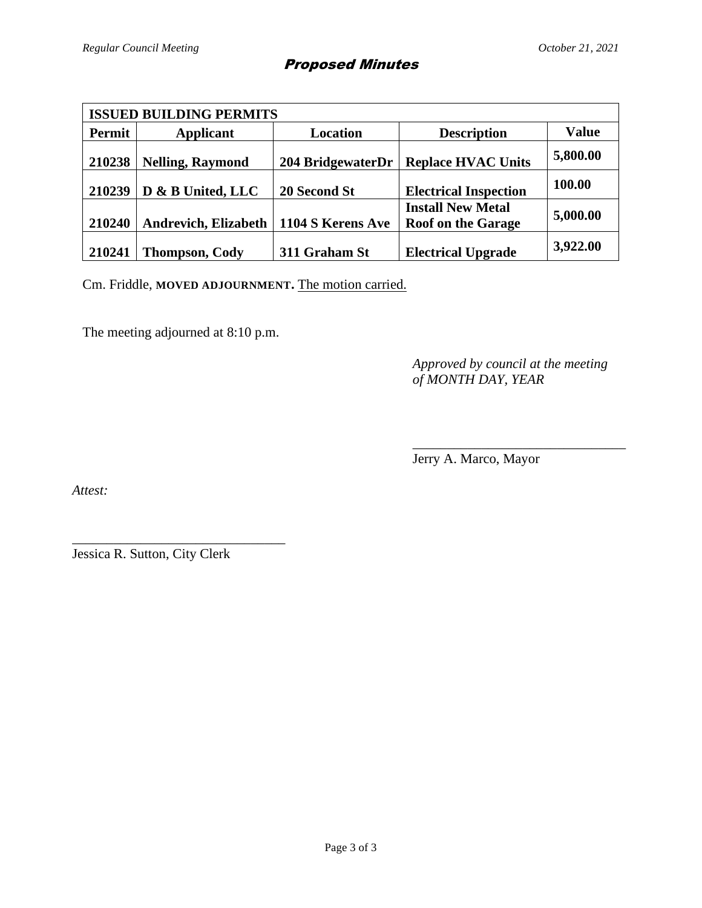| ISSUED BUILDING PERMITS | | | | |
|---|---|---|---|---|
| **Permit** | **Applicant** | **Location** | **Description** | **Value** |
| **210238** | **Nelling, Raymond** | **204 BridgewaterDr** | **Replace HVAC Units** | **5,800.00** |
| **210239** | **D & B United, LLC** | **20 Second St** | **Electrical Inspection** | **100.00** |
| **210240** | **Andrevich, Elizabeth** | **1104 S Kerens Ave** | **Install New Metal Roof on the Garage** | **5,000.00** |
| **210241** | **Thompson, Cody** | **311 Graham St** | **Electrical Upgrade** | **3,922.00** |

Cm. Friddle, **MOVED ADJOURNMENT.** The motion carried.

The meeting adjourned at 8:10 p.m.

*Approved by council at the meeting of MONTH DAY, YEAR*

\_\_\_\_\_\_\_\_\_\_\_\_\_\_\_\_\_\_\_\_\_\_\_\_\_\_\_\_\_\_\_\_
Jerry A. Marco, Mayor

*Attest:*

\_\_\_\_\_\_\_\_\_\_\_\_\_\_\_\_\_\_\_\_\_\_\_\_\_\_\_\_\_\_\_\_
Jessica R. Sutton, City Clerk